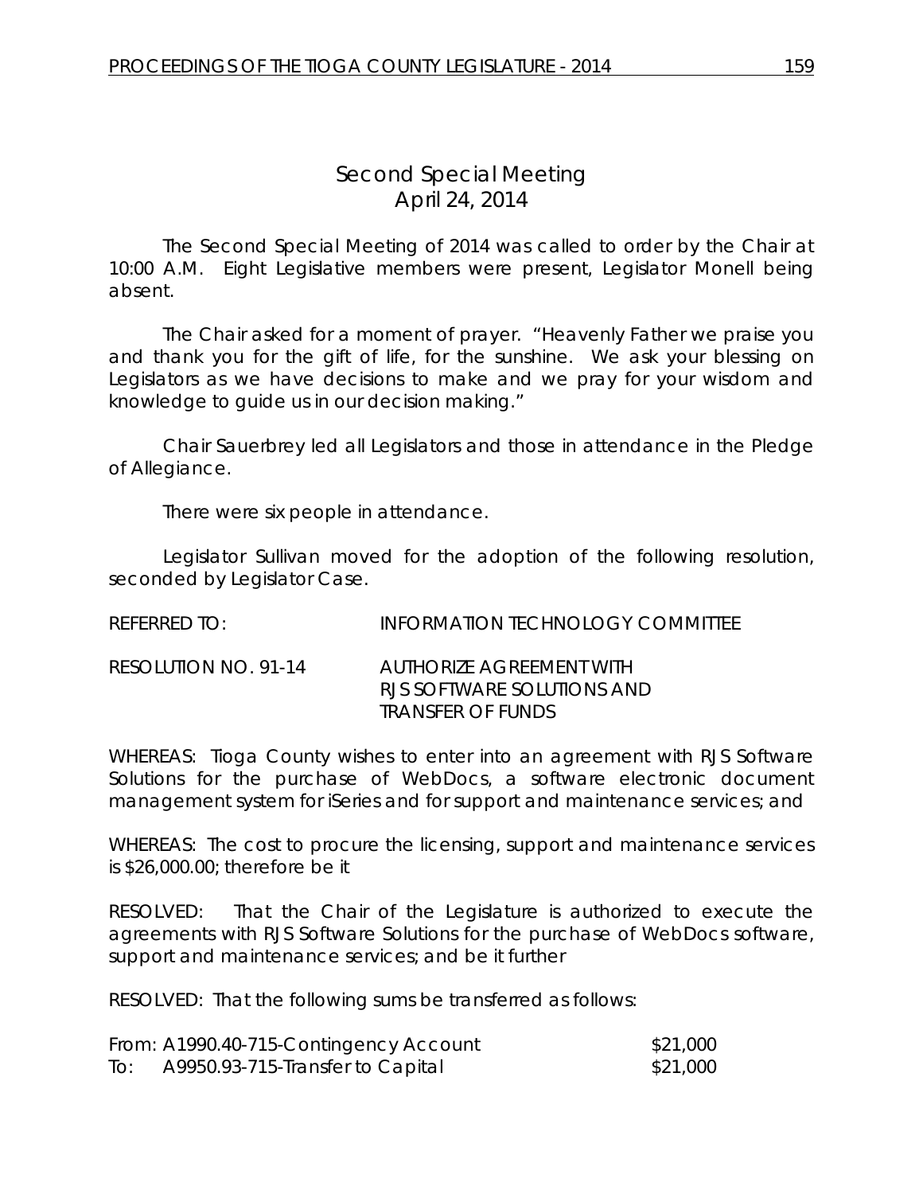# Second Special Meeting
## April 24, 2014

The Second Special Meeting of 2014 was called to order by the Chair at 10:00 A.M. Eight Legislative members were present, Legislator Monell being absent.

The Chair asked for a moment of prayer. "Heavenly Father we praise you and thank you for the gift of life, for the sunshine. We ask your blessing on Legislators as we have decisions to make and we pray for your wisdom and knowledge to guide us in our decision making."

Chair Sauerbrey led all Legislators and those in attendance in the Pledge of Allegiance.

There were six people in attendance.

Legislator Sullivan moved for the adoption of the following resolution, seconded by Legislator Case.

REFERRED TO: INFORMATION TECHNOLOGY COMMITTEE

RESOLUTION NO. 91-14 AUTHORIZE AGREEMENT WITH RJS SOFTWARE SOLUTIONS AND TRANSFER OF FUNDS

WHEREAS: Tioga County wishes to enter into an agreement with RJS Software Solutions for the purchase of WebDocs, a software electronic document management system for iSeries and for support and maintenance services; and

WHEREAS: The cost to procure the licensing, support and maintenance services is $26,000.00; therefore be it

RESOLVED: That the Chair of the Legislature is authorized to execute the agreements with RJS Software Solutions for the purchase of WebDocs software, support and maintenance services; and be it further

RESOLVED: That the following sums be transferred as follows:

| | | |
|---|---|---|
| From: | A1990.40-715-Contingency Account | $21,000 |
| To: | A9950.93-715-Transfer to Capital | $21,000 |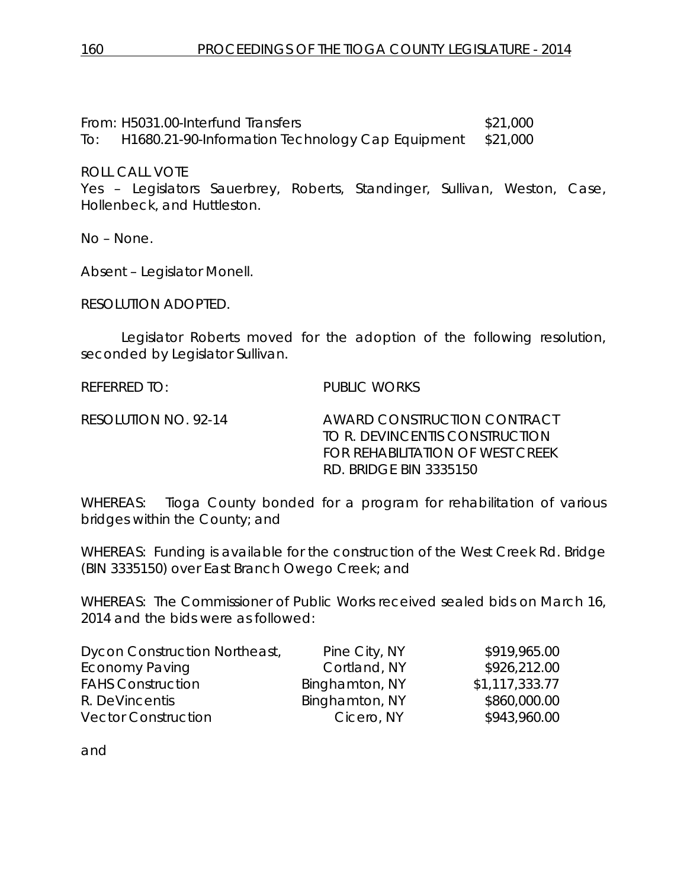From: H5031.00-Interfund Transfers $21,000
To: H1680.21-90-Information Technology Cap Equipment $21,000

ROLL CALL VOTE
Yes – Legislators Sauerbrey, Roberts, Standinger, Sullivan, Weston, Case, Hollenbeck, and Huttleston.

No – None.

Absent – Legislator Monell.

RESOLUTION ADOPTED.

Legislator Roberts moved for the adoption of the following resolution, seconded by Legislator Sullivan.

REFERRED TO: PUBLIC WORKS

RESOLUTION NO. 92-14 AWARD CONSTRUCTION CONTRACT TO R. DEVINCENTIS CONSTRUCTION FOR REHABILITATION OF WEST CREEK RD. BRIDGE BIN 3335150

WHEREAS: Tioga County bonded for a program for rehabilitation of various bridges within the County; and

WHEREAS: Funding is available for the construction of the West Creek Rd. Bridge (BIN 3335150) over East Branch Owego Creek; and

WHEREAS: The Commissioner of Public Works received sealed bids on March 16, 2014 and the bids were as followed:

| | | |
|---|---|---|
| Dycon Construction Northeast, | Pine City, NY | $919,965.00 |
| Economy Paving | Cortland, NY | $926,212.00 |
| FAHS Construction | Binghamton, NY | $1,117,333.77 |
| R. DeVincentis | Binghamton, NY | $860,000.00 |
| Vector Construction | Cicero, NY | $943,960.00 |

and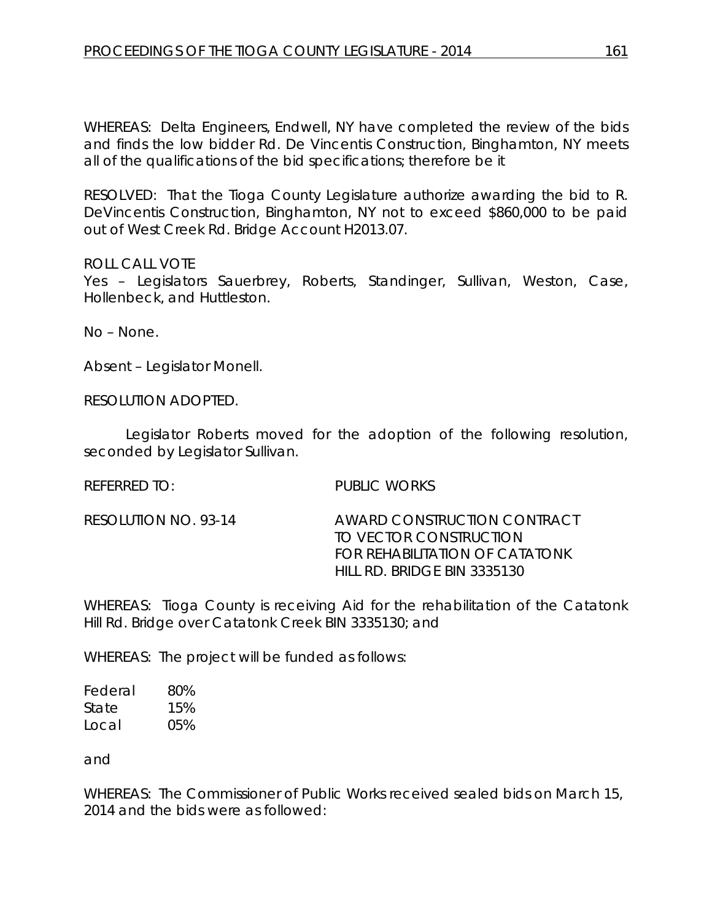WHEREAS: Delta Engineers, Endwell, NY have completed the review of the bids and finds the low bidder Rd. De Vincentis Construction, Binghamton, NY meets all of the qualifications of the bid specifications; therefore be it

RESOLVED: That the Tioga County Legislature authorize awarding the bid to R. DeVincentis Construction, Binghamton, NY not to exceed $860,000 to be paid out of West Creek Rd. Bridge Account H2013.07.

ROLL CALL VOTE
Yes – Legislators Sauerbrey, Roberts, Standinger, Sullivan, Weston, Case, Hollenbeck, and Huttleston.

No – None.

Absent – Legislator Monell.

RESOLUTION ADOPTED.

Legislator Roberts moved for the adoption of the following resolution, seconded by Legislator Sullivan.

REFERRED TO: PUBLIC WORKS

RESOLUTION NO. 93-14 AWARD CONSTRUCTION CONTRACT TO VECTOR CONSTRUCTION FOR REHABILITATION OF CATATONK HILL RD. BRIDGE BIN 3335130

WHEREAS: Tioga County is receiving Aid for the rehabilitation of the Catatonk Hill Rd. Bridge over Catatonk Creek BIN 3335130; and

WHEREAS: The project will be funded as follows:

| | |
|---|---|
| Federal | 80% |
| State | 15% |
| Local | 05% |

and

WHEREAS: The Commissioner of Public Works received sealed bids on March 15, 2014 and the bids were as followed: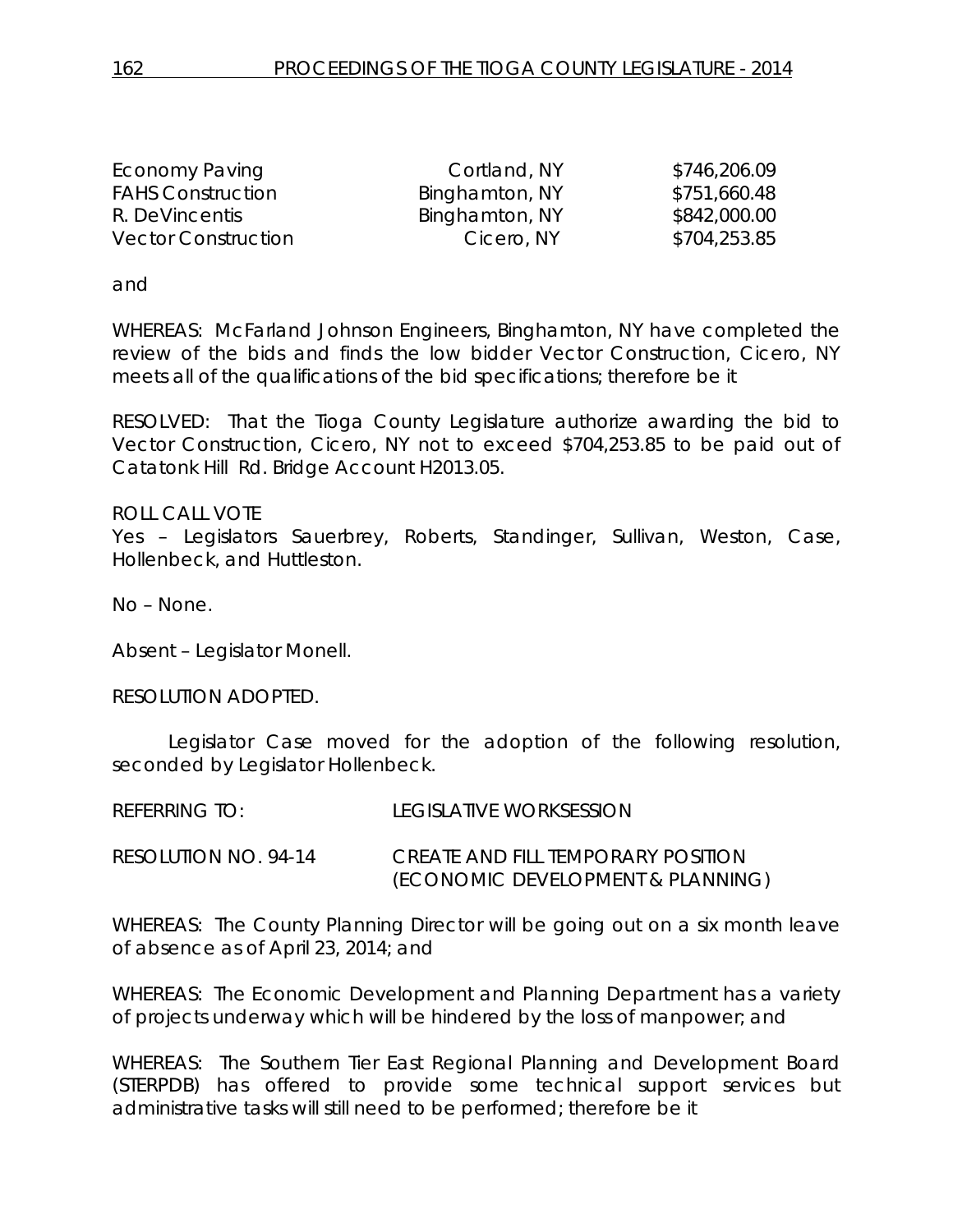| Economy Paving | Cortland, NY | $746,206.09 |
| --- | --- | --- |
| FAHS Construction | Binghamton, NY | $751,660.48 |
| R. DeVincentis | Binghamton, NY | $842,000.00 |
| Vector Construction | Cicero, NY | $704,253.85 |

and

WHEREAS: McFarland Johnson Engineers, Binghamton, NY have completed the review of the bids and finds the low bidder Vector Construction, Cicero, NY meets all of the qualifications of the bid specifications; therefore be it

RESOLVED: That the Tioga County Legislature authorize awarding the bid to Vector Construction, Cicero, NY not to exceed $704,253.85 to be paid out of Catatonk Hill Rd. Bridge Account H2013.05.

ROLL CALL VOTE
Yes – Legislators Sauerbrey, Roberts, Standinger, Sullivan, Weston, Case, Hollenbeck, and Huttleston.

No – None.

Absent – Legislator Monell.

RESOLUTION ADOPTED.

Legislator Case moved for the adoption of the following resolution, seconded by Legislator Hollenbeck.

REFERRING TO: LEGISLATIVE WORKSESSION

RESOLUTION NO. 94-14 CREATE AND FILL TEMPORARY POSITION (ECONOMIC DEVELOPMENT & PLANNING)

WHEREAS: The County Planning Director will be going out on a six month leave of absence as of April 23, 2014; and

WHEREAS: The Economic Development and Planning Department has a variety of projects underway which will be hindered by the loss of manpower; and

WHEREAS: The Southern Tier East Regional Planning and Development Board (STERPDB) has offered to provide some technical support services but administrative tasks will still need to be performed; therefore be it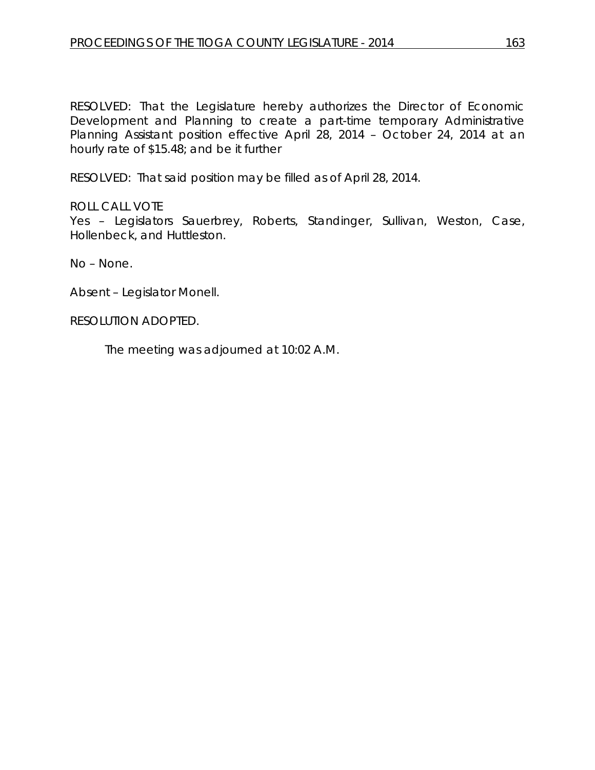RESOLVED: That the Legislature hereby authorizes the Director of Economic Development and Planning to create a part-time temporary Administrative Planning Assistant position effective April 28, 2014 – October 24, 2014 at an hourly rate of $15.48; and be it further

RESOLVED: That said position may be filled as of April 28, 2014.

ROLL CALL VOTE
Yes – Legislators Sauerbrey, Roberts, Standinger, Sullivan, Weston, Case, Hollenbeck, and Huttleston.

No – None.

Absent – Legislator Monell.

RESOLUTION ADOPTED.

The meeting was adjourned at 10:02 A.M.